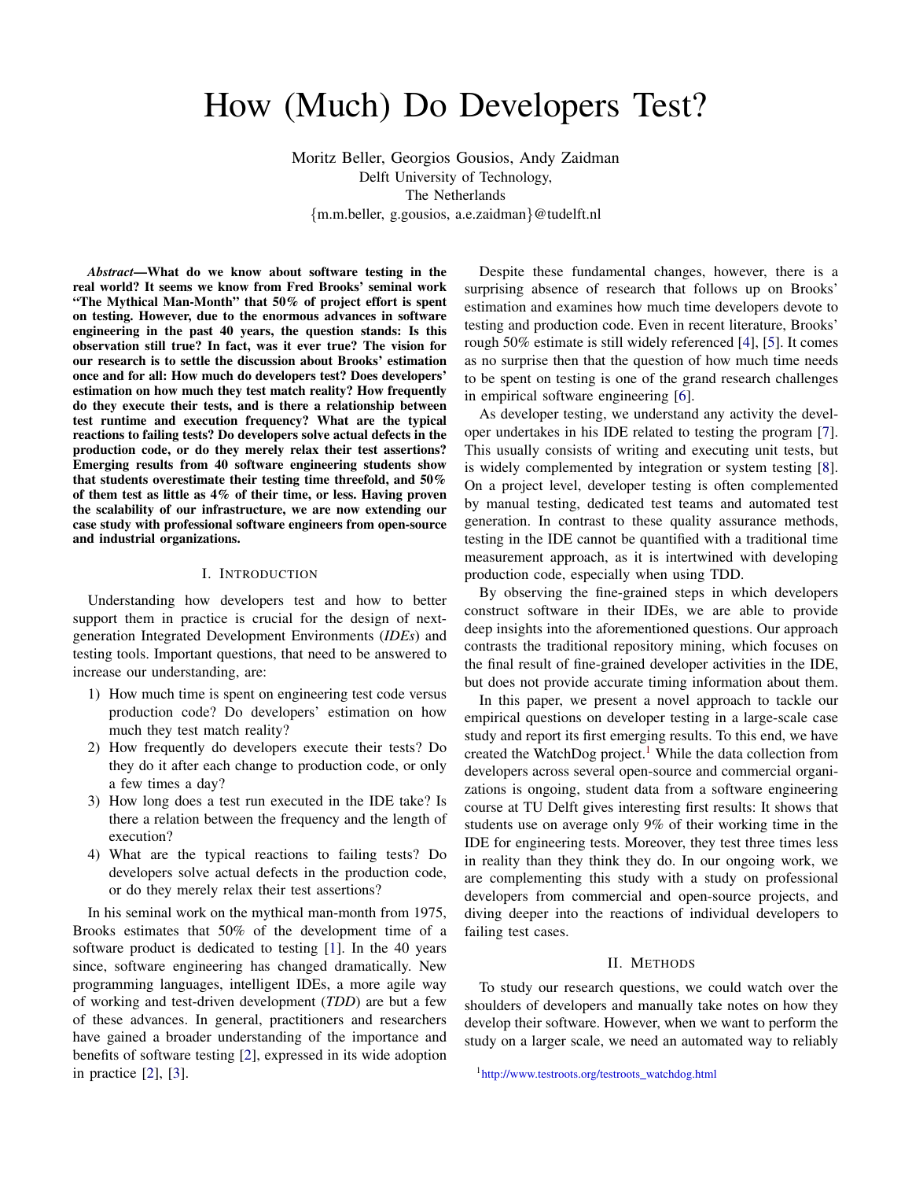# How (Much) Do Developers Test?

Moritz Beller, Georgios Gousios, Andy Zaidman
Delft University of Technology,
The Netherlands
{m.m.beller, g.gousios, a.e.zaidman}@tudelft.nl

***Abstract*—What do we know about software testing in the real world? It seems we know from Fred Brooks' seminal work "The Mythical Man-Month" that 50% of project effort is spent on testing. However, due to the enormous advances in software engineering in the past 40 years, the question stands: Is this observation still true? In fact, was it ever true? The vision for our research is to settle the discussion about Brooks' estimation once and for all: How much do developers test? Does developers' estimation on how much they test match reality? How frequently do they execute their tests, and is there a relationship between test runtime and execution frequency? What are the typical reactions to failing tests? Do developers solve actual defects in the production code, or do they merely relax their test assertions? Emerging results from 40 software engineering students show that students overestimate their testing time threefold, and 50% of them test as little as 4% of their time, or less. Having proven the scalability of our infrastructure, we are now extending our case study with professional software engineers from open-source and industrial organizations.**

## I. Introduction

Understanding how developers test and how to better support them in practice is crucial for the design of next-generation Integrated Development Environments (*IDEs*) and testing tools. Important questions, that need to be answered to increase our understanding, are:

1) How much time is spent on engineering test code versus production code? Do developers' estimation on how much they test match reality?
2) How frequently do developers execute their tests? Do they do it after each change to production code, or only a few times a day?
3) How long does a test run executed in the IDE take? Is there a relation between the frequency and the length of execution?
4) What are the typical reactions to failing tests? Do developers solve actual defects in the production code, or do they merely relax their test assertions?

In his seminal work on the mythical man-month from 1975, Brooks estimates that 50% of the development time of a software product is dedicated to testing [1]. In the 40 years since, software engineering has changed dramatically. New programming languages, intelligent IDEs, a more agile way of working and test-driven development (*TDD*) are but a few of these advances. In general, practitioners and researchers have gained a broader understanding of the importance and benefits of software testing [2], expressed in its wide adoption in practice [2], [3].

Despite these fundamental changes, however, there is a surprising absence of research that follows up on Brooks' estimation and examines how much time developers devote to testing and production code. Even in recent literature, Brooks' rough 50% estimate is still widely referenced [4], [5]. It comes as no surprise then that the question of how much time needs to be spent on testing is one of the grand research challenges in empirical software engineering [6].

As developer testing, we understand any activity the developer undertakes in his IDE related to testing the program [7]. This usually consists of writing and executing unit tests, but is widely complemented by integration or system testing [8]. On a project level, developer testing is often complemented by manual testing, dedicated test teams and automated test generation. In contrast to these quality assurance methods, testing in the IDE cannot be quantified with a traditional time measurement approach, as it is intertwined with developing production code, especially when using TDD.

By observing the fine-grained steps in which developers construct software in their IDEs, we are able to provide deep insights into the aforementioned questions. Our approach contrasts the traditional repository mining, which focuses on the final result of fine-grained developer activities in the IDE, but does not provide accurate timing information about them.

In this paper, we present a novel approach to tackle our empirical questions on developer testing in a large-scale case study and report its first emerging results. To this end, we have created the WatchDog project.[1] While the data collection from developers across several open-source and commercial organizations is ongoing, student data from a software engineering course at TU Delft gives interesting first results: It shows that students use on average only 9% of their working time in the IDE for engineering tests. Moreover, they test three times less in reality than they think they do. In our ongoing work, we are complementing this study with a study on professional developers from commercial and open-source projects, and diving deeper into the reactions of individual developers to failing test cases.

## II. Methods

To study our research questions, we could watch over the shoulders of developers and manually take notes on how they develop their software. However, when we want to perform the study on a larger scale, we need an automated way to reliably

[1] http://www.testroots.org/testroots_watchdog.html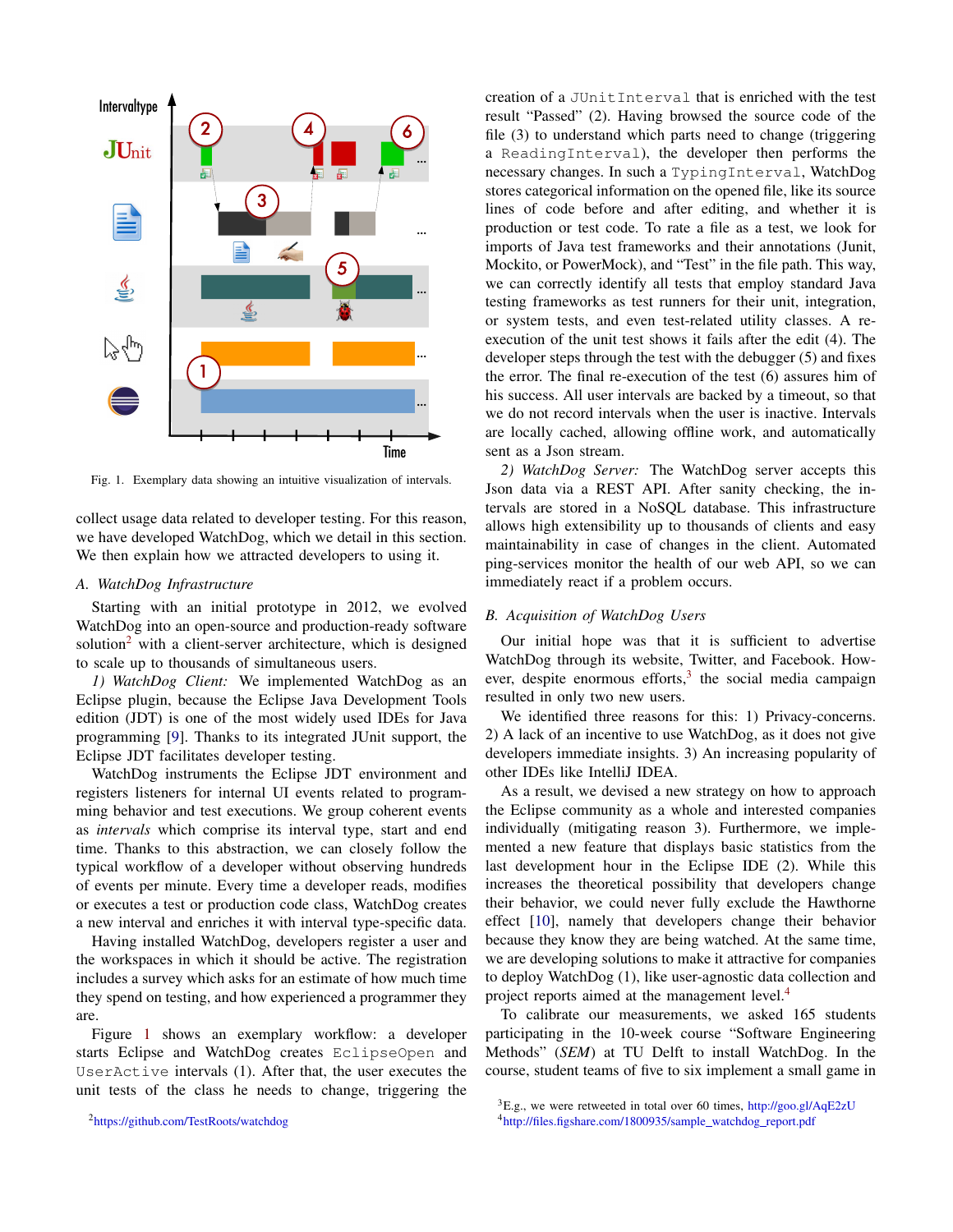Fig. 1. Exemplary data showing an intuitive visualization of intervals.

collect usage data related to developer testing. For this reason, we have developed WatchDog, which we detail in this section. We then explain how we attracted developers to using it.

### A. WatchDog Infrastructure

Starting with an initial prototype in 2012, we evolved WatchDog into an open-source and production-ready software solution[2] with a client-server architecture, which is designed to scale up to thousands of simultaneous users.

*1) WatchDog Client:* We implemented WatchDog as an Eclipse plugin, because the Eclipse Java Development Tools edition (JDT) is one of the most widely used IDEs for Java programming [9]. Thanks to its integrated JUnit support, the Eclipse JDT facilitates developer testing.

WatchDog instruments the Eclipse JDT environment and registers listeners for internal UI events related to programming behavior and test executions. We group coherent events as *intervals* which comprise its interval type, start and end time. Thanks to this abstraction, we can closely follow the typical workflow of a developer without observing hundreds of events per minute. Every time a developer reads, modifies or executes a test or production code class, WatchDog creates a new interval and enriches it with interval type-specific data.

Having installed WatchDog, developers register a user and the workspaces in which it should be active. The registration includes a survey which asks for an estimate of how much time they spend on testing, and how experienced a programmer they are.

Figure 1 shows an exemplary workflow: a developer starts Eclipse and WatchDog creates `EclipseOpen` and `UserActive` intervals (1). After that, the user executes the unit tests of the class he needs to change, triggering the creation of a `JUnitInterval` that is enriched with the test result "Passed" (2). Having browsed the source code of the file (3) to understand which parts need to change (triggering a `ReadingInterval`), the developer then performs the necessary changes. In such a `TypingInterval`, WatchDog stores categorical information on the opened file, like its source lines of code before and after editing, and whether it is production or test code. To rate a file as a test, we look for imports of Java test frameworks and their annotations (Junit, Mockito, or PowerMock), and "Test" in the file path. This way, we can correctly identify all tests that employ standard Java testing frameworks as test runners for their unit, integration, or system tests, and even test-related utility classes. A re-execution of the unit test shows it fails after the edit (4). The developer steps through the test with the debugger (5) and fixes the error. The final re-execution of the test (6) assures him of his success. All user intervals are backed by a timeout, so that we do not record intervals when the user is inactive. Intervals are locally cached, allowing offline work, and automatically sent as a Json stream.

*2) WatchDog Server:* The WatchDog server accepts this Json data via a REST API. After sanity checking, the intervals are stored in a NoSQL database. This infrastructure allows high extensibility up to thousands of clients and easy maintainability in case of changes in the client. Automated ping-services monitor the health of our web API, so we can immediately react if a problem occurs.

### B. Acquisition of WatchDog Users

Our initial hope was that it is sufficient to advertise WatchDog through its website, Twitter, and Facebook. However, despite enormous efforts,[3] the social media campaign resulted in only two new users.

We identified three reasons for this: 1) Privacy-concerns. 2) A lack of an incentive to use WatchDog, as it does not give developers immediate insights. 3) An increasing popularity of other IDEs like IntelliJ IDEA.

As a result, we devised a new strategy on how to approach the Eclipse community as a whole and interested companies individually (mitigating reason 3). Furthermore, we implemented a new feature that displays basic statistics from the last development hour in the Eclipse IDE (2). While this increases the theoretical possibility that developers change their behavior, we could never fully exclude the Hawthorne effect [10], namely that developers change their behavior because they know they are being watched. At the same time, we are developing solutions to make it attractive for companies to deploy WatchDog (1), like user-agnostic data collection and project reports aimed at the management level.[4]

To calibrate our measurements, we asked 165 students participating in the 10-week course "Software Engineering Methods" (*SEM*) at TU Delft to install WatchDog. In the course, student teams of five to six implement a small game in

[2] https://github.com/TestRoots/watchdog

[3] E.g., we were retweeted in total over 60 times, http://goo.gl/AqE2zU

[4] http://files.figshare.com/1800935/sample_watchdog_report.pdf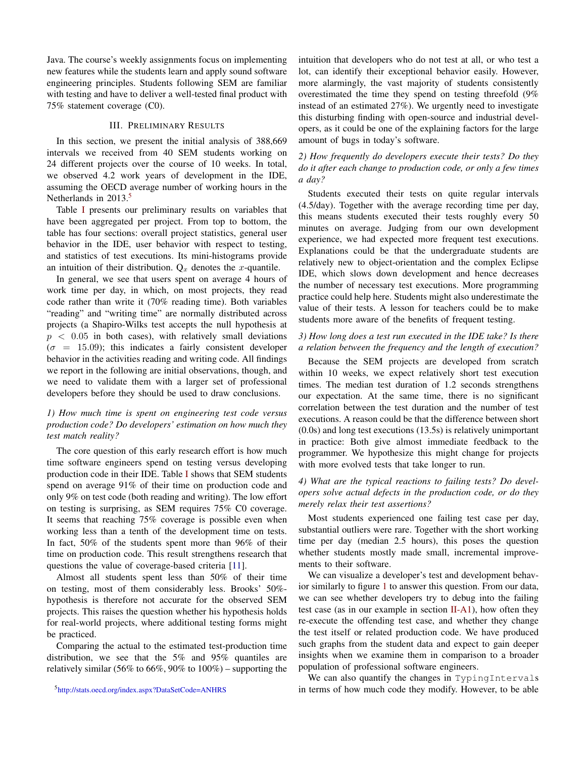Java. The course's weekly assignments focus on implementing new features while the students learn and apply sound software engineering principles. Students following SEM are familiar with testing and have to deliver a well-tested final product with 75% statement coverage (C0).

## III. Preliminary Results

In this section, we present the initial analysis of 388,669 intervals we received from 40 SEM students working on 24 different projects over the course of 10 weeks. In total, we observed 4.2 work years of development in the IDE, assuming the OECD average number of working hours in the Netherlands in 2013.[5]

Table I presents our preliminary results on variables that have been aggregated per project. From top to bottom, the table has four sections: overall project statistics, general user behavior in the IDE, user behavior with respect to testing, and statistics of test executions. Its mini-histograms provide an intuition of their distribution. $Q_x$ denotes the $x$-quantile.

In general, we see that users spent on average 4 hours of work time per day, in which, on most projects, they read code rather than write it (70% reading time). Both variables "reading" and "writing time" are normally distributed across projects (a Shapiro-Wilks test accepts the null hypothesis at $p < 0.05$ in both cases), with relatively small deviations ($\sigma = 15.09$); this indicates a fairly consistent developer behavior in the activities reading and writing code. All findings we report in the following are initial observations, though, and we need to validate them with a larger set of professional developers before they should be used to draw conclusions.

### *1) How much time is spent on engineering test code versus production code? Do developers' estimation on how much they test match reality?*

The core question of this early research effort is how much time software engineers spend on testing versus developing production code in their IDE. Table I shows that SEM students spend on average 91% of their time on production code and only 9% on test code (both reading and writing). The low effort on testing is surprising, as SEM requires 75% C0 coverage. It seems that reaching 75% coverage is possible even when working less than a tenth of the development time on tests. In fact, 50% of the students spent more than 96% of their time on production code. This result strengthens research that questions the value of coverage-based criteria [11].

Almost all students spent less than 50% of their time on testing, most of them considerably less. Brooks' 50%-hypothesis is therefore not accurate for the observed SEM projects. This raises the question whether his hypothesis holds for real-world projects, where additional testing forms might be practiced.

Comparing the actual to the estimated test-production time distribution, we see that the 5% and 95% quantiles are relatively similar (56% to 66%, 90% to 100%) – supporting the intuition that developers who do not test at all, or who test a lot, can identify their exceptional behavior easily. However, more alarmingly, the vast majority of students consistently overestimated the time they spend on testing threefold (9% instead of an estimated 27%). We urgently need to investigate this disturbing finding with open-source and industrial developers, as it could be one of the explaining factors for the large amount of bugs in today's software.

### *2) How frequently do developers execute their tests? Do they do it after each change to production code, or only a few times a day?*

Students executed their tests on quite regular intervals (4.5/day). Together with the average recording time per day, this means students executed their tests roughly every 50 minutes on average. Judging from our own development experience, we had expected more frequent test executions. Explanations could be that the undergraduate students are relatively new to object-orientation and the complex Eclipse IDE, which slows down development and hence decreases the number of necessary test executions. More programming practice could help here. Students might also underestimate the value of their tests. A lesson for teachers could be to make students more aware of the benefits of frequent testing.

### *3) How long does a test run executed in the IDE take? Is there a relation between the frequency and the length of execution?*

Because the SEM projects are developed from scratch within 10 weeks, we expect relatively short test execution times. The median test duration of 1.2 seconds strengthens our expectation. At the same time, there is no significant correlation between the test duration and the number of test executions. A reason could be that the difference between short (0.0s) and long test executions (13.5s) is relatively unimportant in practice: Both give almost immediate feedback to the programmer. We hypothesize this might change for projects with more evolved tests that take longer to run.

### *4) What are the typical reactions to failing tests? Do developers solve actual defects in the production code, or do they merely relax their test assertions?*

Most students experienced one failing test case per day, substantial outliers were rare. Together with the short working time per day (median 2.5 hours), this poses the question whether students mostly made small, incremental improvements to their software.

We can visualize a developer's test and development behavior similarly to figure 1 to answer this question. From our data, we can see whether developers try to debug into the failing test case (as in our example in section II-A1), how often they re-execute the offending test case, and whether they change the test itself or related production code. We have produced such graphs from the student data and expect to gain deeper insights when we examine them in comparison to a broader population of professional software engineers.

We can also quantify the changes in `TypingIntervals` in terms of how much code they modify. However, to be able

[5] http://stats.oecd.org/index.aspx?DataSetCode=ANHRS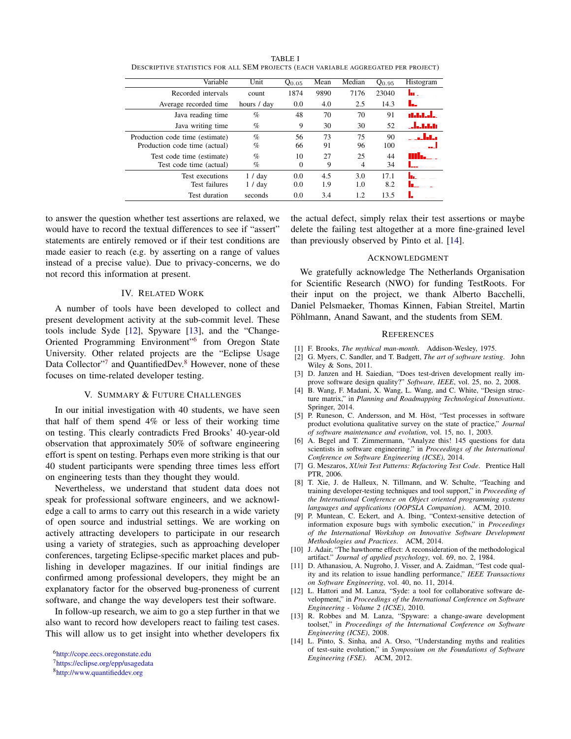TABLE I
DESCRIPTIVE STATISTICS FOR ALL SEM PROJECTS (EACH VARIABLE AGGREGATED PER PROJECT)

| Variable | Unit | $Q_{0.05}$ | Mean | Median | $Q_{0.95}$ | Histogram |
|---|---|---|---|---|---|---|
| Recorded intervals | count | 1874 | 9890 | 7176 | 23040 | |
| Average recorded time | hours / day | 0.0 | 4.0 | 2.5 | 14.3 | |
| Java reading time | % | 48 | 70 | 70 | 91 | |
| Java writing time | % | 9 | 30 | 30 | 52 | |
| Production code time (estimate) | % | 56 | 73 | 75 | 90 | |
| Production code time (actual) | % | 66 | 91 | 96 | 100 | |
| Test code time (estimate) | % | 10 | 27 | 25 | 44 | |
| Test code time (actual) | % | 0 | 9 | 4 | 34 | |
| Test executions | 1 / day | 0.0 | 4.5 | 3.0 | 17.1 | |
| Test failures | 1 / day | 0.0 | 1.9 | 1.0 | 8.2 | |
| Test duration | seconds | 0.0 | 3.4 | 1.2 | 13.5 | |

to answer the question whether test assertions are relaxed, we would have to record the textual differences to see if "assert" statements are entirely removed or if their test conditions are made easier to reach (e.g. by asserting on a range of values instead of a precise value). Due to privacy-concerns, we do not record this information at present.

## IV. Related Work

A number of tools have been developed to collect and present development activity at the sub-commit level. These tools include Syde [12], Spyware [13], and the "Change-Oriented Programming Environment"[6] from Oregon State University. Other related projects are the "Eclipse Usage Data Collector"[7] and QuantifiedDev.[8] However, none of these focuses on time-related developer testing.

## V. Summary & Future Challenges

In our initial investigation with 40 students, we have seen that half of them spend 4% or less of their working time on testing. This clearly contradicts Fred Brooks' 40-year-old observation that approximately 50% of software engineering effort is spent on testing. Perhaps even more striking is that our 40 student participants were spending three times less effort on engineering tests than they thought they would.

Nevertheless, we understand that student data does not speak for professional software engineers, and we acknowledge a call to arms to carry out this research in a wide variety of open source and industrial settings. We are working on actively attracting developers to participate in our research using a variety of strategies, such as approaching developer conferences, targeting Eclipse-specific market places and publishing in developer magazines. If our initial findings are confirmed among professional developers, they might be an explanatory factor for the observed bug-proneness of current software, and change the way developers test their software.

In follow-up research, we aim to go a step further in that we also want to record how developers react to failing test cases. This will allow us to get insight into whether developers fix the actual defect, simply relax their test assertions or maybe delete the failing test altogether at a more fine-grained level than previously observed by Pinto et al. [14].

[6] http://cope.eecs.oregonstate.edu
[7] https://eclipse.org/epp/usagedata
[8] http://www.quantifieddev.org

## Acknowledgment

We gratefully acknowledge The Netherlands Organisation for Scientific Research (NWO) for funding TestRoots. For their input on the project, we thank Alberto Bacchelli, Daniel Pelsmaeker, Thomas Kinnen, Fabian Streitel, Martin Pöhlmann, Anand Sawant, and the students from SEM.

## References

[1] F. Brooks, *The mythical man-month*. Addison-Wesley, 1975.

[2] G. Myers, C. Sandler, and T. Badgett, *The art of software testing*. John Wiley & Sons, 2011.

[3] D. Janzen and H. Saiedian, "Does test-driven development really improve software design quality?" *Software, IEEE*, vol. 25, no. 2, 2008.

[4] B. Wang, F. Madani, X. Wang, L. Wang, and C. White, "Design structure matrix," in *Planning and Roadmapping Technological Innovations*. Springer, 2014.

[5] P. Runeson, C. Andersson, and M. Höst, "Test processes in software product evolutiona qualitative survey on the state of practice," *Journal of software maintenance and evolution*, vol. 15, no. 1, 2003.

[6] A. Begel and T. Zimmermann, "Analyze this! 145 questions for data scientists in software engineering." in *Proceedings of the International Conference on Software Engineering (ICSE)*, 2014.

[7] G. Meszaros, *XUnit Test Patterns: Refactoring Test Code*. Prentice Hall PTR, 2006.

[8] T. Xie, J. de Halleux, N. Tillmann, and W. Schulte, "Teaching and training developer-testing techniques and tool support," in *Proceeding of the International Conference on Object oriented programming systems languages and applications (OOPSLA Companion)*. ACM, 2010.

[9] P. Muntean, C. Eckert, and A. Ibing, "Context-sensitive detection of information exposure bugs with symbolic execution," in *Proceedings of the International Workshop on Innovative Software Development Methodologies and Practices*. ACM, 2014.

[10] J. Adair, "The hawthorne effect: A reconsideration of the methodological artifact." *Journal of applied psychology*, vol. 69, no. 2, 1984.

[11] D. Athanasiou, A. Nugroho, J. Visser, and A. Zaidman, "Test code quality and its relation to issue handling performance," *IEEE Transactions on Software Engineering*, vol. 40, no. 11, 2014.

[12] L. Hattori and M. Lanza, "Syde: a tool for collaborative software development," in *Proceedings of the International Conference on Software Engineering - Volume 2 (ICSE)*, 2010.

[13] R. Robbes and M. Lanza, "Spyware: a change-aware development toolset," in *Proceedings of the International Conference on Software Engineering (ICSE)*, 2008.

[14] L. Pinto, S. Sinha, and A. Orso, "Understanding myths and realities of test-suite evolution," in *Symposium on the Foundations of Software Engineering (FSE)*. ACM, 2012.